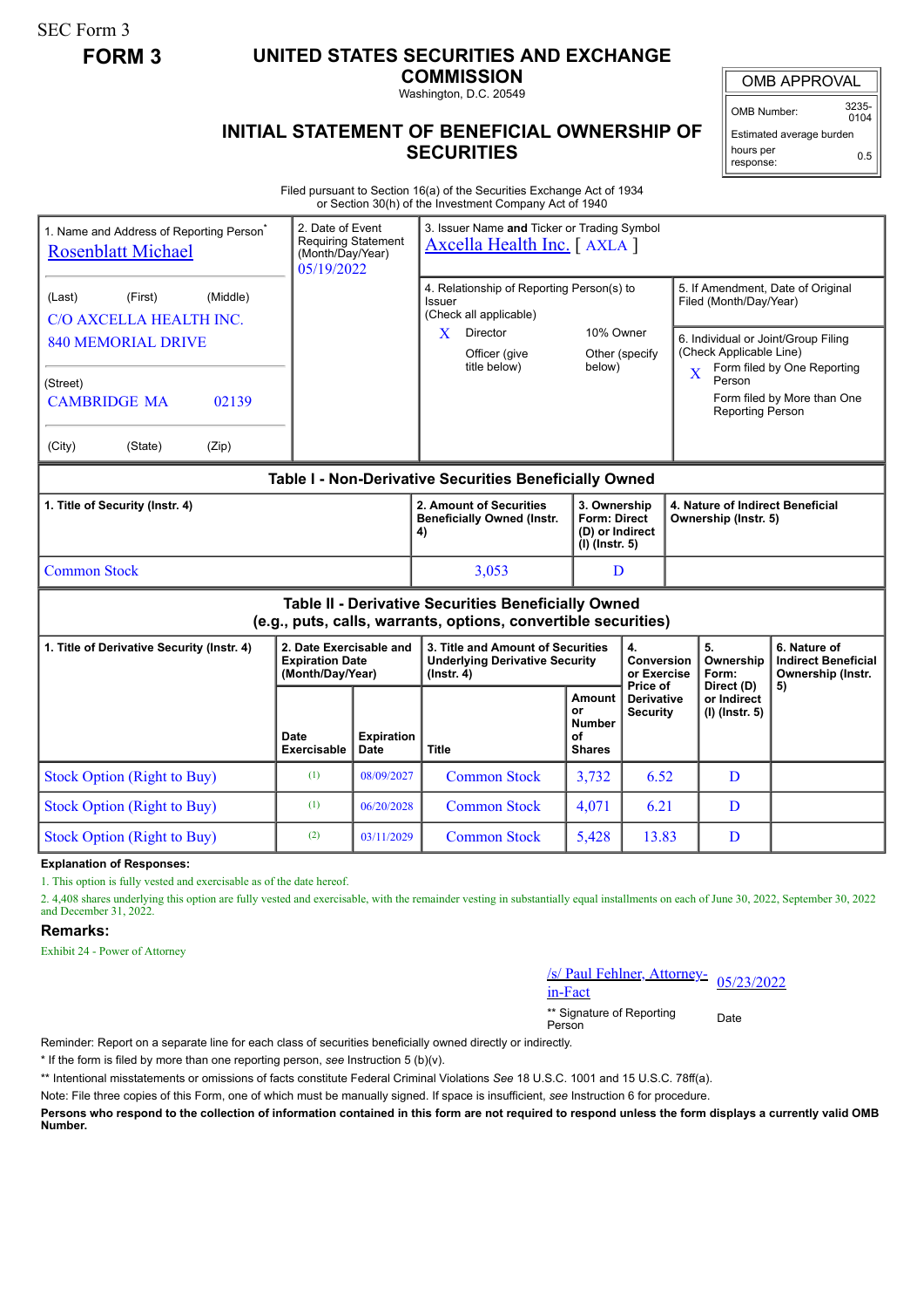SEC Form 3

**FORM 3**

# UNITED STATES SECURITIES AND EXCHANGE COMMISSION

Washington, D.C. 20549

## INITIAL STATEMENT OF BENEFICIAL OWNERSHIP OF SECURITIES

| OMB APPROVAL | |
|---|---|
| OMB Number: | 3235-0104 |
| Estimated average burden | |
| hours per response: | 0.5 |

Filed pursuant to Section 16(a) of the Securities Exchange Act of 1934
or Section 30(h) of the Investment Company Act of 1940

1. Name and Address of Reporting Person*
Rosenblatt Michael

(Last) (First) (Middle)
C/O AXCELLA HEALTH INC.
840 MEMORIAL DRIVE

(Street)
CAMBRIDGE MA 02139

(City) (State) (Zip)

2. Date of Event Requiring Statement (Month/Day/Year)
05/19/2022

3. Issuer Name **and** Ticker or Trading Symbol
Axcella Health Inc. [ AXLA ]

4. Relationship of Reporting Person(s) to Issuer
(Check all applicable)
X Director
10% Owner
Officer (give title below)
Other (specify below)

5. If Amendment, Date of Original Filed (Month/Day/Year)

6. Individual or Joint/Group Filing (Check Applicable Line)
X Form filed by One Reporting Person
Form filed by More than One Reporting Person

### Table I - Non-Derivative Securities Beneficially Owned

| 1. Title of Security (Instr. 4) | 2. Amount of Securities Beneficially Owned (Instr. 4) | 3. Ownership Form: Direct (D) or Indirect (I) (Instr. 5) | 4. Nature of Indirect Beneficial Ownership (Instr. 5) |
|---|---|---|---|
| Common Stock | 3,053 | D | |

### Table II - Derivative Securities Beneficially Owned (e.g., puts, calls, warrants, options, convertible securities)

| 1. Title of Derivative Security (Instr. 4) | 2. Date Exercisable and Expiration Date (Month/Day/Year) | | 3. Title and Amount of Securities Underlying Derivative Security (Instr. 4) | | 4. Conversion or Exercise Price of Derivative Security | 5. Ownership Form: Direct (D) or Indirect (I) (Instr. 5) | 6. Nature of Indirect Beneficial Ownership (Instr. 5) |
|---|---|---|---|---|---|---|---|
| | Date Exercisable | Expiration Date | Title | Amount or Number of Shares | | | |
| Stock Option (Right to Buy) | (1) | 08/09/2027 | Common Stock | 3,732 | 6.52 | D | |
| Stock Option (Right to Buy) | (1) | 06/20/2028 | Common Stock | 4,071 | 6.21 | D | |
| Stock Option (Right to Buy) | (2) | 03/11/2029 | Common Stock | 5,428 | 13.83 | D | |

**Explanation of Responses:**

1. This option is fully vested and exercisable as of the date hereof.

2. 4,408 shares underlying this option are fully vested and exercisable, with the remainder vesting in substantially equal installments on each of June 30, 2022, September 30, 2022 and December 31, 2022.

**Remarks:**

Exhibit 24 - Power of Attorney

/s/ Paul Fehlner, Attorney-in-Fact — 05/23/2022

** Signature of Reporting Person — Date

Reminder: Report on a separate line for each class of securities beneficially owned directly or indirectly.

* If the form is filed by more than one reporting person, *see* Instruction 5 (b)(v).

** Intentional misstatements or omissions of facts constitute Federal Criminal Violations *See* 18 U.S.C. 1001 and 15 U.S.C. 78ff(a).

Note: File three copies of this Form, one of which must be manually signed. If space is insufficient, *see* Instruction 6 for procedure.

**Persons who respond to the collection of information contained in this form are not required to respond unless the form displays a currently valid OMB Number.**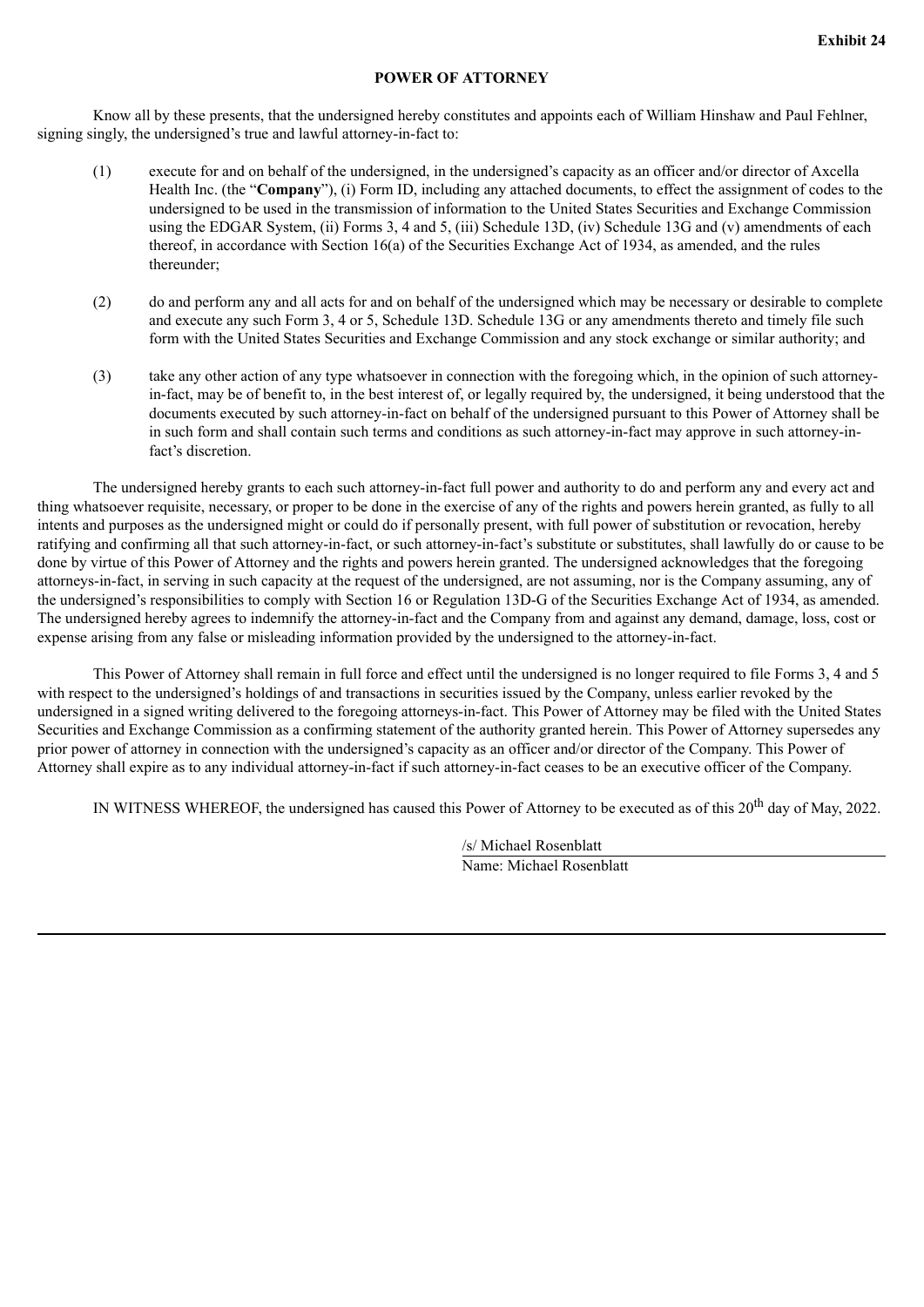**Exhibit 24**

**POWER OF ATTORNEY**

Know all by these presents, that the undersigned hereby constitutes and appoints each of William Hinshaw and Paul Fehlner, signing singly, the undersigned's true and lawful attorney-in-fact to:

(1) execute for and on behalf of the undersigned, in the undersigned's capacity as an officer and/or director of Axcella Health Inc. (the "**Company**"), (i) Form ID, including any attached documents, to effect the assignment of codes to the undersigned to be used in the transmission of information to the United States Securities and Exchange Commission using the EDGAR System, (ii) Forms 3, 4 and 5, (iii) Schedule 13D, (iv) Schedule 13G and (v) amendments of each thereof, in accordance with Section 16(a) of the Securities Exchange Act of 1934, as amended, and the rules thereunder;

(2) do and perform any and all acts for and on behalf of the undersigned which may be necessary or desirable to complete and execute any such Form 3, 4 or 5, Schedule 13D. Schedule 13G or any amendments thereto and timely file such form with the United States Securities and Exchange Commission and any stock exchange or similar authority; and

(3) take any other action of any type whatsoever in connection with the foregoing which, in the opinion of such attorney-in-fact, may be of benefit to, in the best interest of, or legally required by, the undersigned, it being understood that the documents executed by such attorney-in-fact on behalf of the undersigned pursuant to this Power of Attorney shall be in such form and shall contain such terms and conditions as such attorney-in-fact may approve in such attorney-in-fact's discretion.

The undersigned hereby grants to each such attorney-in-fact full power and authority to do and perform any and every act and thing whatsoever requisite, necessary, or proper to be done in the exercise of any of the rights and powers herein granted, as fully to all intents and purposes as the undersigned might or could do if personally present, with full power of substitution or revocation, hereby ratifying and confirming all that such attorney-in-fact, or such attorney-in-fact's substitute or substitutes, shall lawfully do or cause to be done by virtue of this Power of Attorney and the rights and powers herein granted. The undersigned acknowledges that the foregoing attorneys-in-fact, in serving in such capacity at the request of the undersigned, are not assuming, nor is the Company assuming, any of the undersigned's responsibilities to comply with Section 16 or Regulation 13D-G of the Securities Exchange Act of 1934, as amended. The undersigned hereby agrees to indemnify the attorney-in-fact and the Company from and against any demand, damage, loss, cost or expense arising from any false or misleading information provided by the undersigned to the attorney-in-fact.

This Power of Attorney shall remain in full force and effect until the undersigned is no longer required to file Forms 3, 4 and 5 with respect to the undersigned's holdings of and transactions in securities issued by the Company, unless earlier revoked by the undersigned in a signed writing delivered to the foregoing attorneys-in-fact. This Power of Attorney may be filed with the United States Securities and Exchange Commission as a confirming statement of the authority granted herein. This Power of Attorney supersedes any prior power of attorney in connection with the undersigned's capacity as an officer and/or director of the Company. This Power of Attorney shall expire as to any individual attorney-in-fact if such attorney-in-fact ceases to be an executive officer of the Company.

IN WITNESS WHEREOF, the undersigned has caused this Power of Attorney to be executed as of this 20th day of May, 2022.

/s/ Michael Rosenblatt

Name: Michael Rosenblatt